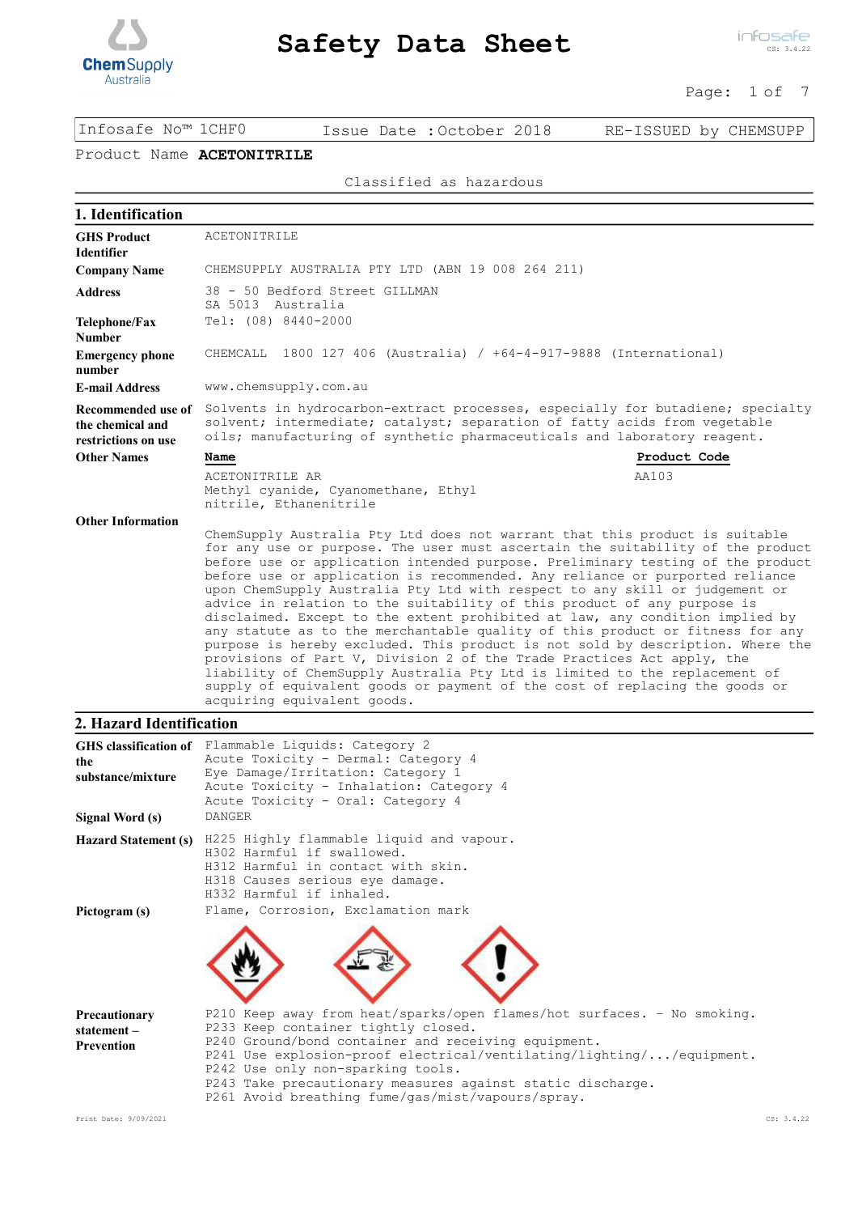# Safety Data Sheet

| Infosafe No™ 1CHF0 | Issue Date :October 2018 | RE-ISSUED by CHEMSUPP |
|---|---|---|

Product Name **ACETONITRILE**

Classified as hazardous

## 1. Identification

| | |
|---|---|
| **GHS Product Identifier** | ACETONITRILE |
| **Company Name** | CHEMSUPPLY AUSTRALIA PTY LTD (ABN 19 008 264 211) |
| **Address** | 38 - 50 Bedford Street GILLMAN SA 5013 Australia |
| **Telephone/Fax Number** | Tel: (08) 8440-2000 |
| **Emergency phone number** | CHEMCALL 1800 127 406 (Australia) / +64-4-917-9888 (International) |
| **E-mail Address** | www.chemsupply.com.au |
| **Recommended use of the chemical and restrictions on use** | Solvents in hydrocarbon-extract processes, especially for butadiene; specialty solvent; intermediate; catalyst; separation of fatty acids from vegetable oils; manufacturing of synthetic pharmaceuticals and laboratory reagent. |

**Other Names**

| Name | Product Code |
|---|---|
| ACETONITRILE AR | AA103 |
| Methyl cyanide, Cyanomethane, Ethyl nitrile, Ethanenitrile | |

**Other Information**

ChemSupply Australia Pty Ltd does not warrant that this product is suitable for any use or purpose. The user must ascertain the suitability of the product before use or application intended purpose. Preliminary testing of the product before use or application is recommended. Any reliance or purported reliance upon ChemSupply Australia Pty Ltd with respect to any skill or judgement or advice in relation to the suitability of this product of any purpose is disclaimed. Except to the extent prohibited at law, any condition implied by any statute as to the merchantable quality of this product or fitness for any purpose is hereby excluded. This product is not sold by description. Where the provisions of Part V, Division 2 of the Trade Practices Act apply, the liability of ChemSupply Australia Pty Ltd is limited to the replacement of supply of equivalent goods or payment of the cost of replacing the goods or acquiring equivalent goods.

## 2. Hazard Identification

**GHS classification of the substance/mixture**

Flammable Liquids: Category 2
Acute Toxicity - Dermal: Category 4
Eye Damage/Irritation: Category 1
Acute Toxicity - Inhalation: Category 4
Acute Toxicity - Oral: Category 4

**Signal Word (s)**

DANGER

**Hazard Statement (s)**

H225 Highly flammable liquid and vapour.
H302 Harmful if swallowed.
H312 Harmful in contact with skin.
H318 Causes serious eye damage.
H332 Harmful if inhaled.

**Pictogram (s)**

Flame, Corrosion, Exclamation mark

**Precautionary statement – Prevention**

P210 Keep away from heat/sparks/open flames/hot surfaces. - No smoking.
P233 Keep container tightly closed.
P240 Ground/bond container and receiving equipment.
P241 Use explosion-proof electrical/ventilating/lighting/.../equipment.
P242 Use only non-sparking tools.
P243 Take precautionary measures against static discharge.
P261 Avoid breathing fume/gas/mist/vapours/spray.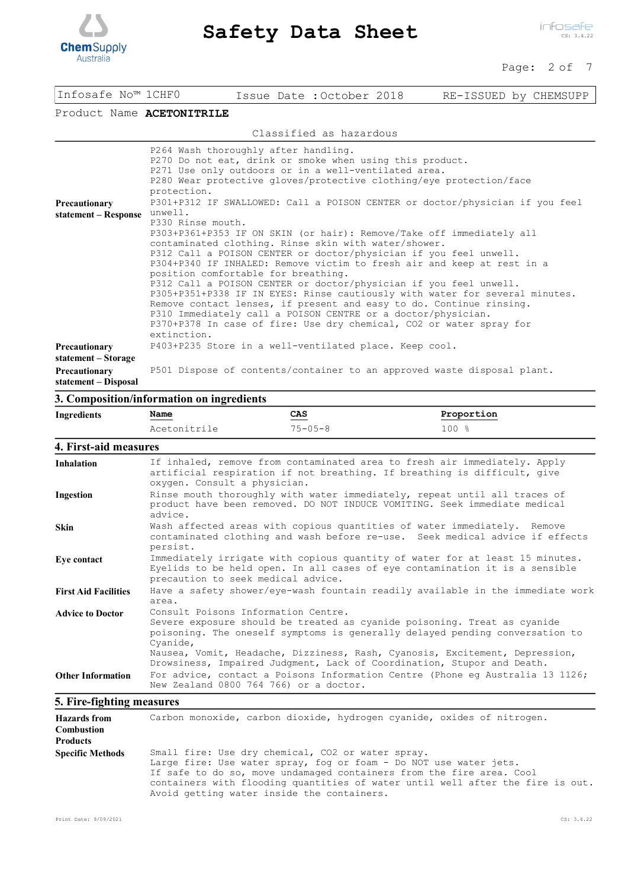Infosafe No™ 1CHF0 | Issue Date :October 2018 | RE-ISSUED by CHEMSUPP

Product Name **ACETONITRILE**

Classified as hazardous

| | |
|---|---|
| | P264 Wash thoroughly after handling.<br>P270 Do not eat, drink or smoke when using this product.<br>P271 Use only outdoors or in a well-ventilated area.<br>P280 Wear protective gloves/protective clothing/eye protection/face protection. |
| **Precautionary statement – Response** | P301+P312 IF SWALLOWED: Call a POISON CENTER or doctor/physician if you feel unwell.<br>P330 Rinse mouth.<br>P303+P361+P353 IF ON SKIN (or hair): Remove/Take off immediately all contaminated clothing. Rinse skin with water/shower.<br>P312 Call a POISON CENTER or doctor/physician if you feel unwell.<br>P304+P340 IF INHALED: Remove victim to fresh air and keep at rest in a position comfortable for breathing.<br>P312 Call a POISON CENTER or doctor/physician if you feel unwell.<br>P305+P351+P338 IF IN EYES: Rinse cautiously with water for several minutes. Remove contact lenses, if present and easy to do. Continue rinsing.<br>P310 Immediately call a POISON CENTRE or a doctor/physician.<br>P370+P378 In case of fire: Use dry chemical, CO2 or water spray for extinction. |
| **Precautionary statement – Storage** | P403+P235 Store in a well-ventilated place. Keep cool. |
| **Precautionary statement – Disposal** | P501 Dispose of contents/container to an approved waste disposal plant. |

## 3. Composition/information on ingredients

| Ingredients | Name | CAS | Proportion |
|---|---|---|---|
| | Acetonitrile | 75-05-8 | 100 % |

## 4. First-aid measures

| | |
|---|---|
| **Inhalation** | If inhaled, remove from contaminated area to fresh air immediately. Apply artificial respiration if not breathing. If breathing is difficult, give oxygen. Consult a physician. |
| **Ingestion** | Rinse mouth thoroughly with water immediately, repeat until all traces of product have been removed. DO NOT INDUCE VOMITING. Seek immediate medical advice. |
| **Skin** | Wash affected areas with copious quantities of water immediately. Remove contaminated clothing and wash before re-use. Seek medical advice if effects persist. |
| **Eye contact** | Immediately irrigate with copious quantity of water for at least 15 minutes. Eyelids to be held open. In all cases of eye contamination it is a sensible precaution to seek medical advice. |
| **First Aid Facilities** | Have a safety shower/eye-wash fountain readily available in the immediate work area. |
| **Advice to Doctor** | Consult Poisons Information Centre.<br>Severe exposure should be treated as cyanide poisoning. Treat as cyanide poisoning. The oneself symptoms is generally delayed pending conversation to Cyanide,<br>Nausea, Vomit, Headache, Dizziness, Rash, Cyanosis, Excitement, Depression, Drowsiness, Impaired Judgment, Lack of Coordination, Stupor and Death. |
| **Other Information** | For advice, contact a Poisons Information Centre (Phone eg Australia 13 1126; New Zealand 0800 764 766) or a doctor. |

## 5. Fire-fighting measures

| | |
|---|---|
| **Hazards from Combustion Products** | Carbon monoxide, carbon dioxide, hydrogen cyanide, oxides of nitrogen. |
| **Specific Methods** | Small fire: Use dry chemical, CO2 or water spray.<br>Large fire: Use water spray, fog or foam - Do NOT use water jets.<br>If safe to do so, move undamaged containers from the fire area. Cool containers with flooding quantities of water until well after the fire is out. Avoid getting water inside the containers. |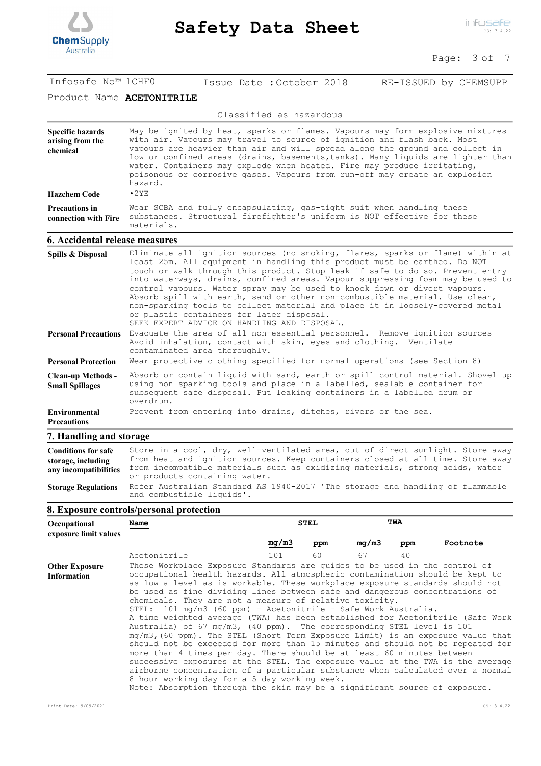Product Name **ACETONITRILE**

Classified as hazardous

| | |
|---|---|
| **Specific hazards arising from the chemical** | May be ignited by heat, sparks or flames. Vapours may form explosive mixtures with air. Vapours may travel to source of ignition and flash back. Most vapours are heavier than air and will spread along the ground and collect in low or confined areas (drains, basements,tanks). Many liquids are lighter than water. Containers may explode when heated. Fire may produce irritating, poisonous or corrosive gases. Vapours from run-off may create an explosion hazard. |
| **Hazchem Code** | •2YE |
| **Precautions in connection with Fire** | Wear SCBA and fully encapsulating, gas-tight suit when handling these substances. Structural firefighter's uniform is NOT effective for these materials. |

## 6. Accidental release measures

| | |
|---|---|
| **Spills & Disposal** | Eliminate all ignition sources (no smoking, flares, sparks or flame) within at least 25m. All equipment in handling this product must be earthed. Do NOT touch or walk through this product. Stop leak if safe to do so. Prevent entry into waterways, drains, confined areas. Vapour suppressing foam may be used to control vapours. Water spray may be used to knock down or divert vapours. Absorb spill with earth, sand or other non-combustible material. Use clean, non-sparking tools to collect material and place it in loosely-covered metal or plastic containers for later disposal. SEEK EXPERT ADVICE ON HANDLING AND DISPOSAL. |
| **Personal Precautions** | Evacuate the area of all non-essential personnel. Remove ignition sources Avoid inhalation, contact with skin, eyes and clothing. Ventilate contaminated area thoroughly. |
| **Personal Protection** | Wear protective clothing specified for normal operations (see Section 8) |
| **Clean-up Methods - Small Spillages** | Absorb or contain liquid with sand, earth or spill control material. Shovel up using non sparking tools and place in a labelled, sealable container for subsequent safe disposal. Put leaking containers in a labelled drum or overdrum. |
| **Environmental Precautions** | Prevent from entering into drains, ditches, rivers or the sea. |

## 7. Handling and storage

| | |
|---|---|
| **Conditions for safe storage, including any incompatibilities** | Store in a cool, dry, well-ventilated area, out of direct sunlight. Store away from heat and ignition sources. Keep containers closed at all time. Store away from incompatible materials such as oxidizing materials, strong acids, water or products containing water. |
| **Storage Regulations** | Refer Australian Standard AS 1940-2017 'The storage and handling of flammable and combustible liquids'. |

## 8. Exposure controls/personal protection

**Occupational exposure limit values**

| Name | STEL | | TWA | | Footnote |
|---|---|---|---|---|---|
| | mg/m3 | ppm | mg/m3 | ppm | |
| Acetonitrile | 101 | 60 | 67 | 40 | |

**Other Exposure Information**

These Workplace Exposure Standards are guides to be used in the control of occupational health hazards. All atmospheric contamination should be kept to as low a level as is workable. These workplace exposure standards should not be used as fine dividing lines between safe and dangerous concentrations of chemicals. They are not a measure of relative toxicity.
STEL: 101 mg/m3 (60 ppm) - Acetonitrile - Safe Work Australia.
A time weighted average (TWA) has been established for Acetonitrile (Safe Work Australia) of 67 mg/m3, (40 ppm). The corresponding STEL level is 101 mg/m3,(60 ppm). The STEL (Short Term Exposure Limit) is an exposure value that should not be exceeded for more than 15 minutes and should not be repeated for more than 4 times per day. There should be at least 60 minutes between successive exposures at the STEL. The exposure value at the TWA is the average airborne concentration of a particular substance when calculated over a normal 8 hour working day for a 5 day working week.
Note: Absorption through the skin may be a significant source of exposure.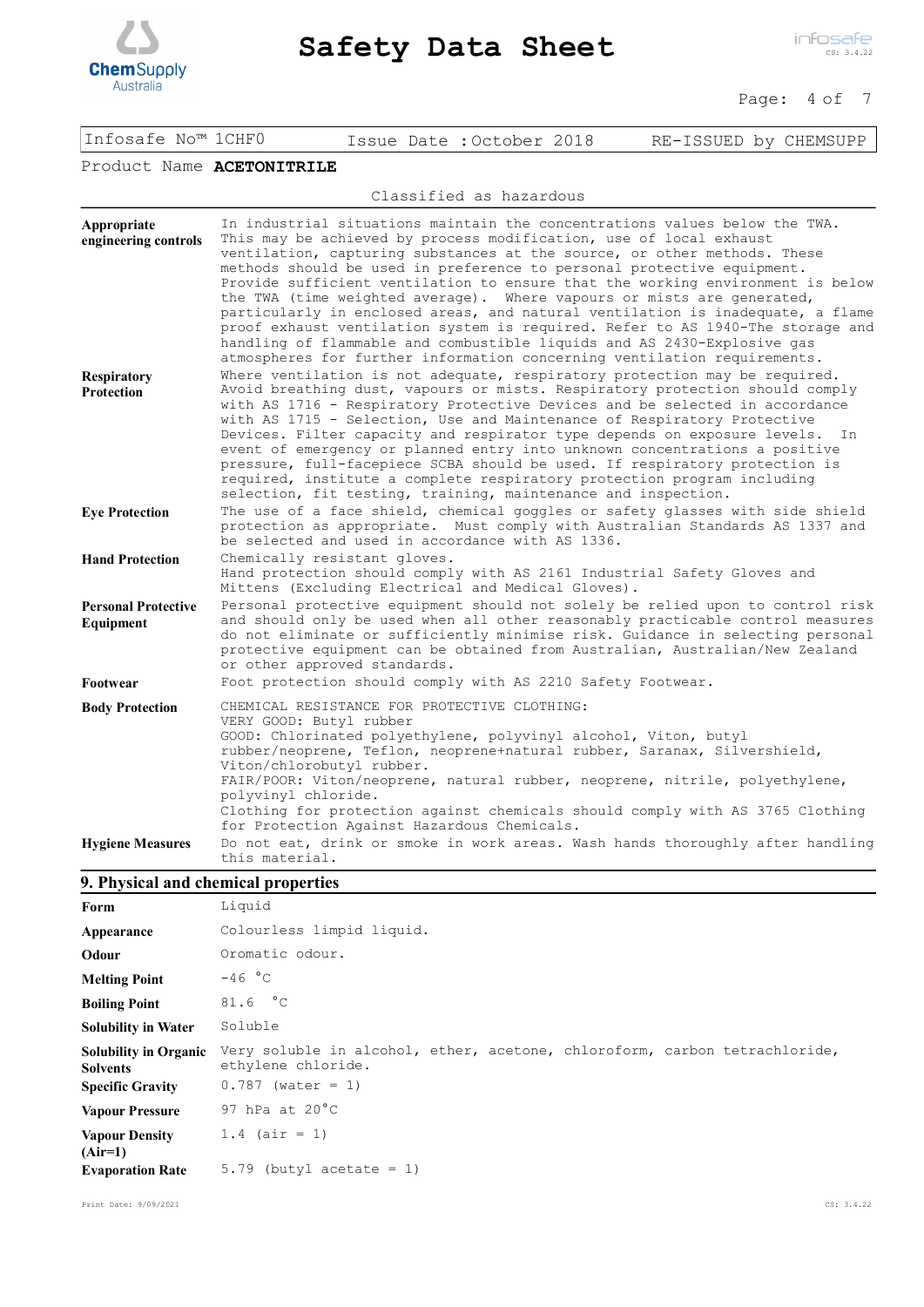Product Name **ACETONITRILE**

Classified as hazardous

| | |
|---|---|
| **Appropriate engineering controls** | In industrial situations maintain the concentrations values below the TWA. This may be achieved by process modification, use of local exhaust ventilation, capturing substances at the source, or other methods. These methods should be used in preference to personal protective equipment. Provide sufficient ventilation to ensure that the working environment is below the TWA (time weighted average). Where vapours or mists are generated, particularly in enclosed areas, and natural ventilation is inadequate, a flame proof exhaust ventilation system is required. Refer to AS 1940-The storage and handling of flammable and combustible liquids and AS 2430-Explosive gas atmospheres for further information concerning ventilation requirements. |
| **Respiratory Protection** | Where ventilation is not adequate, respiratory protection may be required. Avoid breathing dust, vapours or mists. Respiratory protection should comply with AS 1716 - Respiratory Protective Devices and be selected in accordance with AS 1715 - Selection, Use and Maintenance of Respiratory Protective Devices. Filter capacity and respirator type depends on exposure levels. In event of emergency or planned entry into unknown concentrations a positive pressure, full-facepiece SCBA should be used. If respiratory protection is required, institute a complete respiratory protection program including selection, fit testing, training, maintenance and inspection. |
| **Eye Protection** | The use of a face shield, chemical goggles or safety glasses with side shield protection as appropriate. Must comply with Australian Standards AS 1337 and be selected and used in accordance with AS 1336. |
| **Hand Protection** | Chemically resistant gloves.<br>Hand protection should comply with AS 2161 Industrial Safety Gloves and Mittens (Excluding Electrical and Medical Gloves). |
| **Personal Protective Equipment** | Personal protective equipment should not solely be relied upon to control risk and should only be used when all other reasonably practicable control measures do not eliminate or sufficiently minimise risk. Guidance in selecting personal protective equipment can be obtained from Australian, Australian/New Zealand or other approved standards. |
| **Footwear** | Foot protection should comply with AS 2210 Safety Footwear. |
| **Body Protection** | CHEMICAL RESISTANCE FOR PROTECTIVE CLOTHING:<br>VERY GOOD: Butyl rubber<br>GOOD: Chlorinated polyethylene, polyvinyl alcohol, Viton, butyl rubber/neoprene, Teflon, neoprene+natural rubber, Saranax, Silvershield, Viton/chlorobutyl rubber.<br>FAIR/POOR: Viton/neoprene, natural rubber, neoprene, nitrile, polyethylene, polyvinyl chloride.<br>Clothing for protection against chemicals should comply with AS 3765 Clothing for Protection Against Hazardous Chemicals. |
| **Hygiene Measures** | Do not eat, drink or smoke in work areas. Wash hands thoroughly after handling this material. |

## 9. Physical and chemical properties

| | |
|---|---|
| **Form** | Liquid |
| **Appearance** | Colourless limpid liquid. |
| **Odour** | Oromatic odour. |
| **Melting Point** | -46 °C |
| **Boiling Point** | 81.6 °C |
| **Solubility in Water** | Soluble |
| **Solubility in Organic Solvents** | Very soluble in alcohol, ether, acetone, chloroform, carbon tetrachloride, ethylene chloride. |
| **Specific Gravity** | 0.787 (water = 1) |
| **Vapour Pressure** | 97 hPa at 20°C |
| **Vapour Density (Air=1)** | 1.4 (air = 1) |
| **Evaporation Rate** | 5.79 (butyl acetate = 1) |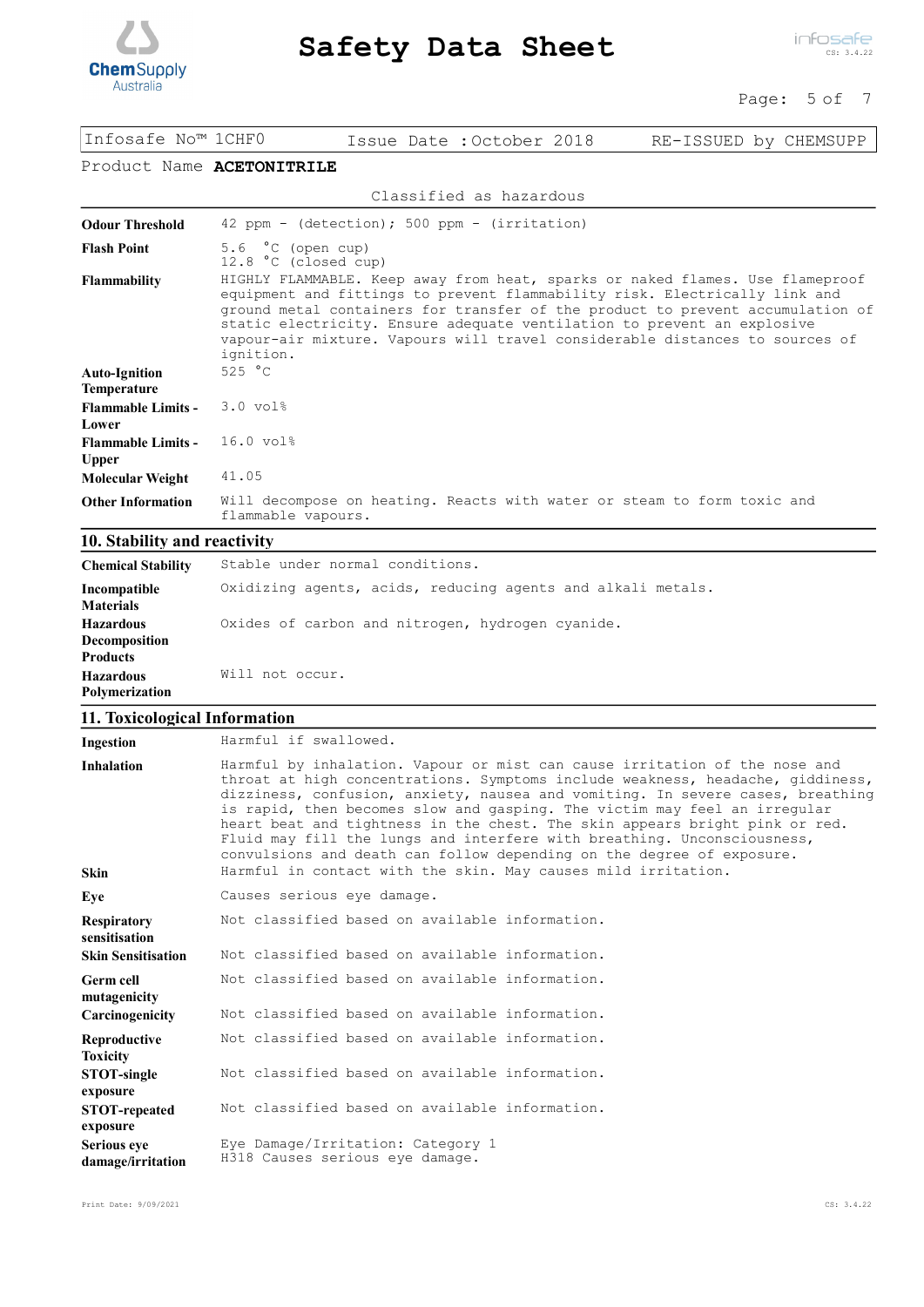Infosafe No™ 1CHF0 | Issue Date :October 2018 | RE-ISSUED by CHEMSUPP

Product Name **ACETONITRILE**

Classified as hazardous

| | |
|---|---|
| **Odour Threshold** | 42 ppm - (detection); 500 ppm - (irritation) |
| **Flash Point** | 5.6 °C (open cup)<br>12.8 °C (closed cup) |
| **Flammability** | HIGHLY FLAMMABLE. Keep away from heat, sparks or naked flames. Use flameproof equipment and fittings to prevent flammability risk. Electrically link and ground metal containers for transfer of the product to prevent accumulation of static electricity. Ensure adequate ventilation to prevent an explosive vapour-air mixture. Vapours will travel considerable distances to sources of ignition. |
| **Auto-Ignition Temperature** | 525 °C |
| **Flammable Limits - Lower** | 3.0 vol% |
| **Flammable Limits - Upper** | 16.0 vol% |
| **Molecular Weight** | 41.05 |
| **Other Information** | Will decompose on heating. Reacts with water or steam to form toxic and flammable vapours. |

## 10. Stability and reactivity

| | |
|---|---|
| **Chemical Stability** | Stable under normal conditions. |
| **Incompatible Materials** | Oxidizing agents, acids, reducing agents and alkali metals. |
| **Hazardous Decomposition Products** | Oxides of carbon and nitrogen, hydrogen cyanide. |
| **Hazardous Polymerization** | Will not occur. |

## 11. Toxicological Information

| | |
|---|---|
| **Ingestion** | Harmful if swallowed. |
| **Inhalation** | Harmful by inhalation. Vapour or mist can cause irritation of the nose and throat at high concentrations. Symptoms include weakness, headache, giddiness, dizziness, confusion, anxiety, nausea and vomiting. In severe cases, breathing is rapid, then becomes slow and gasping. The victim may feel an irregular heart beat and tightness in the chest. The skin appears bright pink or red. Fluid may fill the lungs and interfere with breathing. Unconsciousness, convulsions and death can follow depending on the degree of exposure. |
| **Skin** | Harmful in contact with the skin. May causes mild irritation. |
| **Eye** | Causes serious eye damage. |
| **Respiratory sensitisation** | Not classified based on available information. |
| **Skin Sensitisation** | Not classified based on available information. |
| **Germ cell mutagenicity** | Not classified based on available information. |
| **Carcinogenicity** | Not classified based on available information. |
| **Reproductive Toxicity** | Not classified based on available information. |
| **STOT-single exposure** | Not classified based on available information. |
| **STOT-repeated exposure** | Not classified based on available information. |
| **Serious eye damage/irritation** | Eye Damage/Irritation: Category 1<br>H318 Causes serious eye damage. |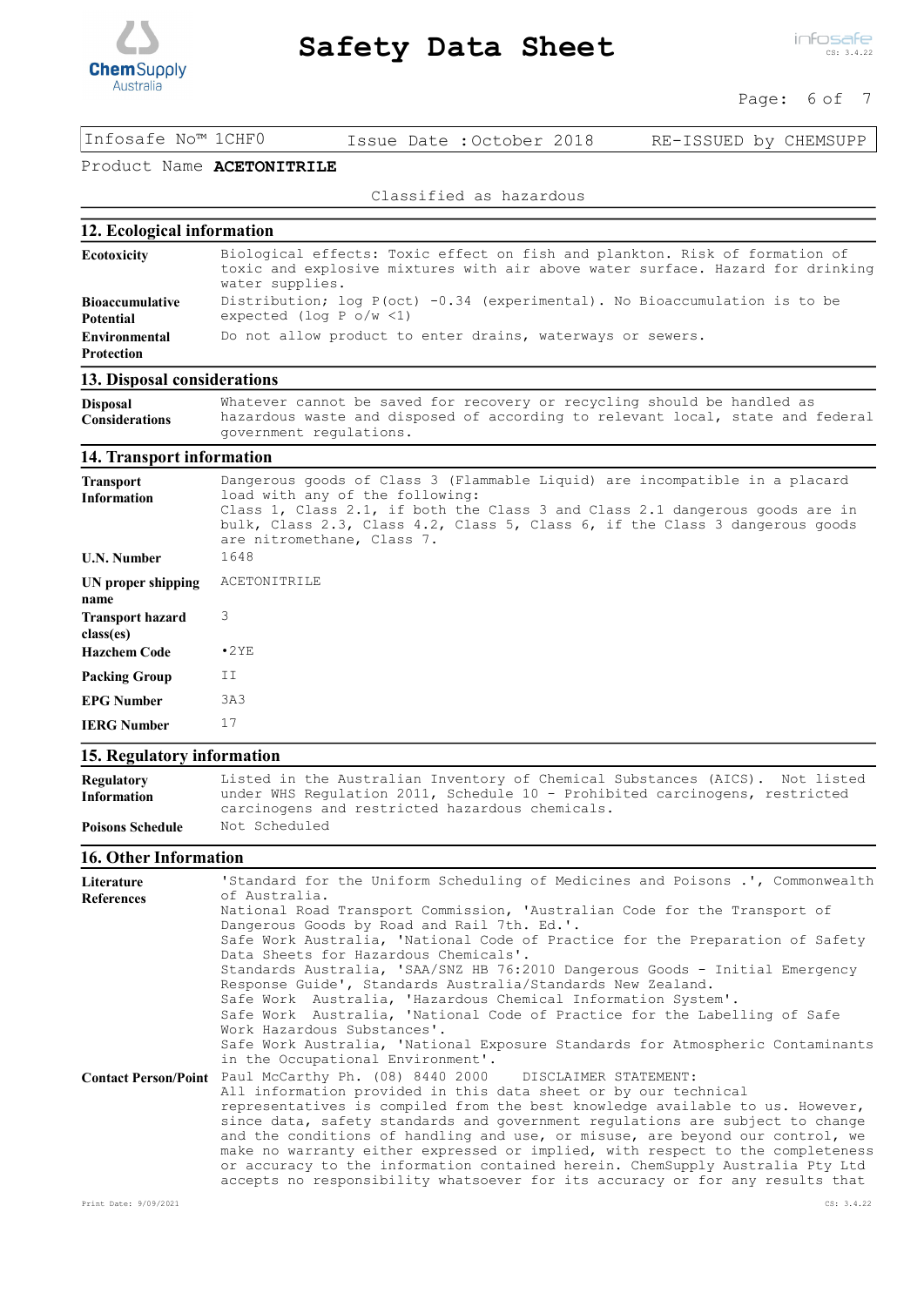Infosafe No™ 1CHF0 | Issue Date : October 2018 | RE-ISSUED by CHEMSUPP

Product Name **ACETONITRILE**

Classified as hazardous

## 12. Ecological information

**Ecotoxicity**
Biological effects: Toxic effect on fish and plankton. Risk of formation of toxic and explosive mixtures with air above water surface. Hazard for drinking water supplies.

**Bioaccumulative Potential**
Distribution; log P(oct) -0.34 (experimental). No Bioaccumulation is to be expected (log P o/w <1)

**Environmental Protection**
Do not allow product to enter drains, waterways or sewers.

## 13. Disposal considerations

**Disposal Considerations**
Whatever cannot be saved for recovery or recycling should be handled as hazardous waste and disposed of according to relevant local, state and federal government regulations.

## 14. Transport information

**Transport Information**
Dangerous goods of Class 3 (Flammable Liquid) are incompatible in a placard load with any of the following:
Class 1, Class 2.1, if both the Class 3 and Class 2.1 dangerous goods are in bulk, Class 2.3, Class 4.2, Class 5, Class 6, if the Class 3 dangerous goods are nitromethane, Class 7.

**U.N. Number**
1648

**UN proper shipping name**
ACETONITRILE

**Transport hazard class(es)**
3

**Hazchem Code**
•2YE

**Packing Group**
II

**EPG Number**
3A3

**IERG Number**
17

## 15. Regulatory information

**Regulatory Information**
Listed in the Australian Inventory of Chemical Substances (AICS). Not listed under WHS Regulation 2011, Schedule 10 - Prohibited carcinogens, restricted carcinogens and restricted hazardous chemicals.

**Poisons Schedule**
Not Scheduled

## 16. Other Information

**Literature References**
'Standard for the Uniform Scheduling of Medicines and Poisons .', Commonwealth of Australia.
National Road Transport Commission, 'Australian Code for the Transport of Dangerous Goods by Road and Rail 7th. Ed.'.
Safe Work Australia, 'National Code of Practice for the Preparation of Safety Data Sheets for Hazardous Chemicals'.
Standards Australia, 'SAA/SNZ HB 76:2010 Dangerous Goods - Initial Emergency Response Guide', Standards Australia/Standards New Zealand.
Safe Work Australia, 'Hazardous Chemical Information System'.
Safe Work Australia, 'National Code of Practice for the Labelling of Safe Work Hazardous Substances'.
Safe Work Australia, 'National Exposure Standards for Atmospheric Contaminants in the Occupational Environment'.

**Contact Person/Point**
Paul McCarthy Ph. (08) 8440 2000 DISCLAIMER STATEMENT:
All information provided in this data sheet or by our technical representatives is compiled from the best knowledge available to us. However, since data, safety standards and government regulations are subject to change and the conditions of handling and use, or misuse, are beyond our control, we make no warranty either expressed or implied, with respect to the completeness or accuracy to the information contained herein. ChemSupply Australia Pty Ltd accepts no responsibility whatsoever for its accuracy or for any results that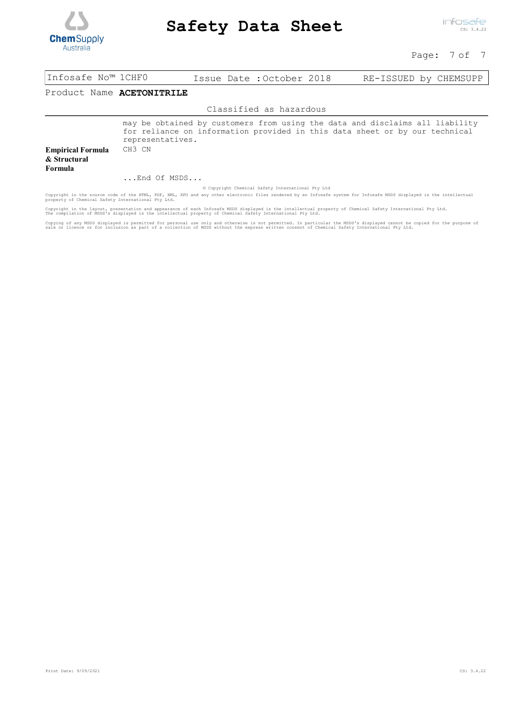may be obtained by customers from using the data and disclaims all liability for reliance on information provided in this data sheet or by our technical representatives.

**Empirical Formula & Structural Formula** CH3 CN

...End Of MSDS...

© Copyright Chemical Safety International Pty Ltd

Copyright in the source code of the HTML, PDF, XML, XFO and any other electronic files rendered by an Infosafe system for Infosafe MSDS displayed is the intellectual property of Chemical Safety International Pty Ltd.

Copyright in the layout, presentation and appearance of each Infosafe MSDS displayed is the intellectual property of Chemical Safety International Pty Ltd.
The compilation of MSDS's displayed is the intellectual property of Chemical Safety International Pty Ltd.

Copying of any MSDS displayed is permitted for personal use only and otherwise is not permitted. In particular the MSDS's displayed cannot be copied for the purpose of sale or licence or for inclusion as part of a collection of MSDS without the express written consent of Chemical Safety International Pty Ltd.